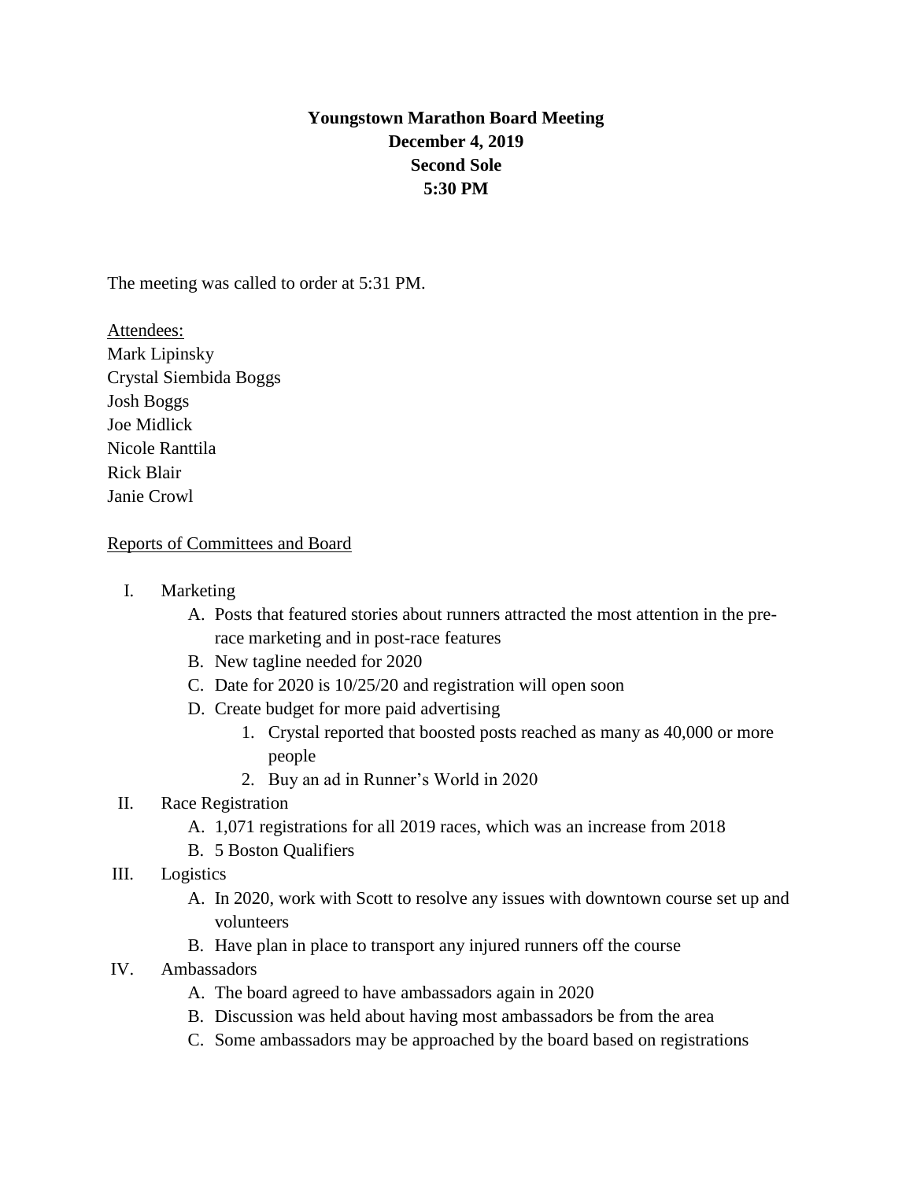# Youngstown Marathon Board Meeting
## December 4, 2019
## Second Sole
## 5:30 PM

The meeting was called to order at 5:31 PM.

Attendees:
Mark Lipinsky
Crystal Siembida Boggs
Josh Boggs
Joe Midlick
Nicole Ranttila
Rick Blair
Janie Crowl

Reports of Committees and Board

I. Marketing
   A. Posts that featured stories about runners attracted the most attention in the pre-race marketing and in post-race features
   B. New tagline needed for 2020
   C. Date for 2020 is 10/25/20 and registration will open soon
   D. Create budget for more paid advertising
      1. Crystal reported that boosted posts reached as many as 40,000 or more people
      2. Buy an ad in Runner's World in 2020

II. Race Registration
   A. 1,071 registrations for all 2019 races, which was an increase from 2018
   B. 5 Boston Qualifiers

III. Logistics
   A. In 2020, work with Scott to resolve any issues with downtown course set up and volunteers
   B. Have plan in place to transport any injured runners off the course

IV. Ambassadors
   A. The board agreed to have ambassadors again in 2020
   B. Discussion was held about having most ambassadors be from the area
   C. Some ambassadors may be approached by the board based on registrations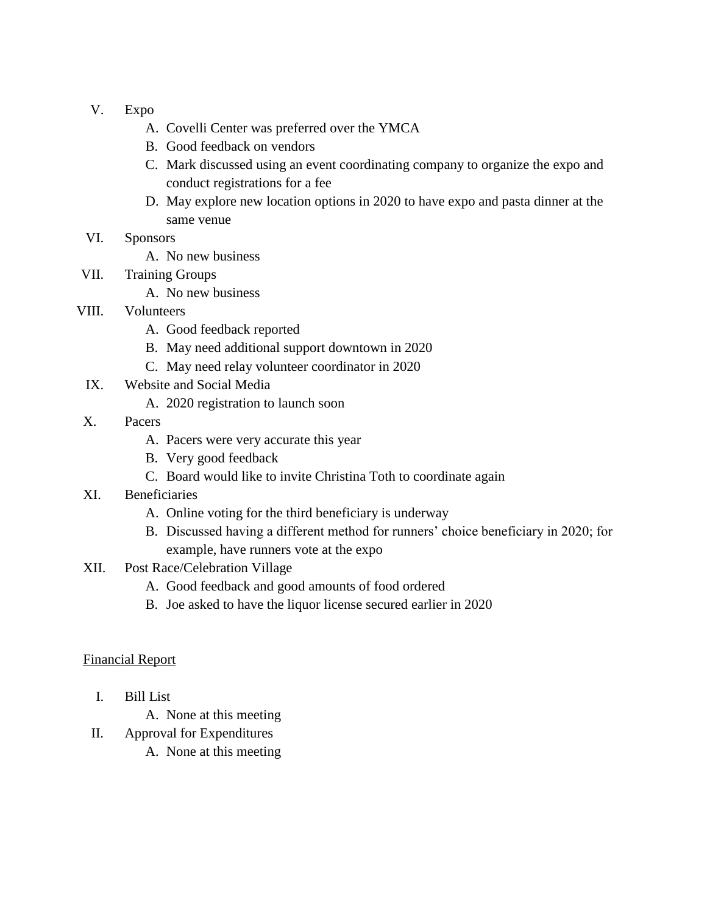V. Expo
   A. Covelli Center was preferred over the YMCA
   B. Good feedback on vendors
   C. Mark discussed using an event coordinating company to organize the expo and conduct registrations for a fee
   D. May explore new location options in 2020 to have expo and pasta dinner at the same venue

VI. Sponsors
   A. No new business

VII. Training Groups
   A. No new business

VIII. Volunteers
   A. Good feedback reported
   B. May need additional support downtown in 2020
   C. May need relay volunteer coordinator in 2020

IX. Website and Social Media
   A. 2020 registration to launch soon

X. Pacers
   A. Pacers were very accurate this year
   B. Very good feedback
   C. Board would like to invite Christina Toth to coordinate again

XI. Beneficiaries
   A. Online voting for the third beneficiary is underway
   B. Discussed having a different method for runners' choice beneficiary in 2020; for example, have runners vote at the expo

XII. Post Race/Celebration Village
   A. Good feedback and good amounts of food ordered
   B. Joe asked to have the liquor license secured earlier in 2020

<u>Financial Report</u>

I. Bill List
   A. None at this meeting

II. Approval for Expenditures
   A. None at this meeting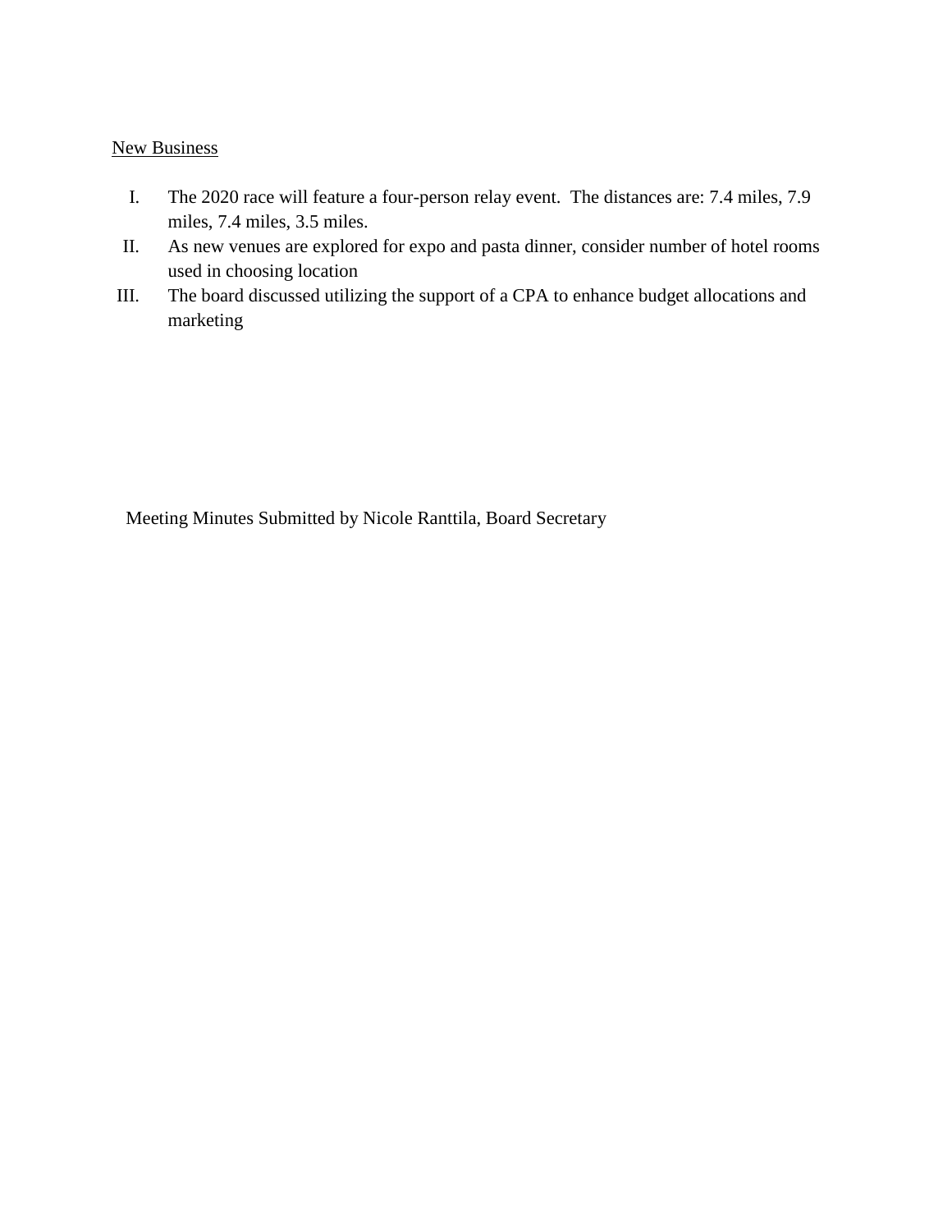<u>New Business</u>

I. The 2020 race will feature a four-person relay event. The distances are: 7.4 miles, 7.9 miles, 7.4 miles, 3.5 miles.
II. As new venues are explored for expo and pasta dinner, consider number of hotel rooms used in choosing location
III. The board discussed utilizing the support of a CPA to enhance budget allocations and marketing

Meeting Minutes Submitted by Nicole Ranttila, Board Secretary